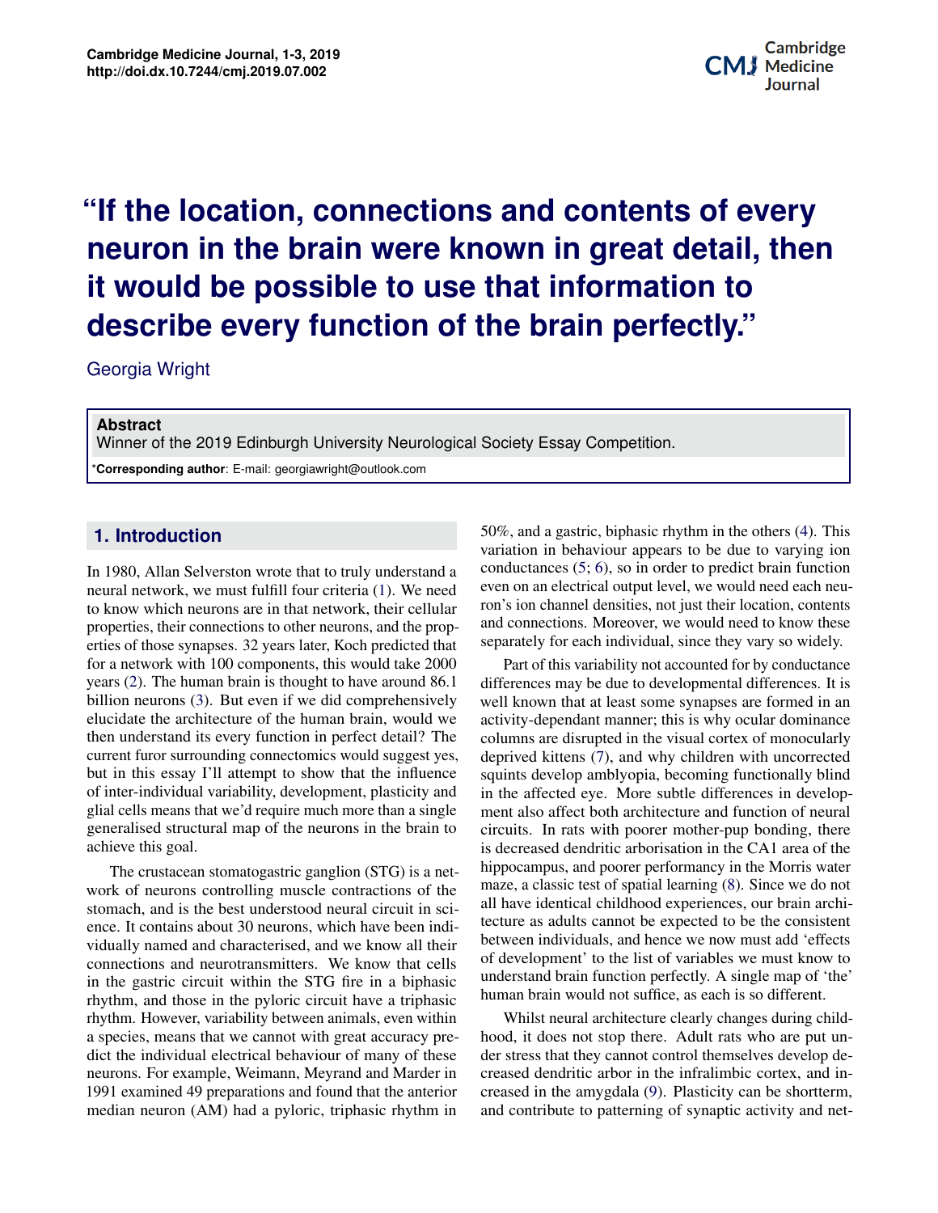# "If the location, connections and contents of every neuron in the brain were known in great detail, then it would be possible to use that information to describe every function of the brain perfectly."

Georgia Wright

**Abstract**
Winner of the 2019 Edinburgh University Neurological Society Essay Competition.

*Corresponding author: E-mail: georgiawright@outlook.com

## 1. Introduction

In 1980, Allan Selverston wrote that to truly understand a neural network, we must fulfill four criteria (1). We need to know which neurons are in that network, their cellular properties, their connections to other neurons, and the properties of those synapses. 32 years later, Koch predicted that for a network with 100 components, this would take 2000 years (2). The human brain is thought to have around 86.1 billion neurons (3). But even if we did comprehensively elucidate the architecture of the human brain, would we then understand its every function in perfect detail? The current furor surrounding connectomics would suggest yes, but in this essay I'll attempt to show that the influence of inter-individual variability, development, plasticity and glial cells means that we'd require much more than a single generalised structural map of the neurons in the brain to achieve this goal.

The crustacean stomatogastric ganglion (STG) is a network of neurons controlling muscle contractions of the stomach, and is the best understood neural circuit in science. It contains about 30 neurons, which have been individually named and characterised, and we know all their connections and neurotransmitters. We know that cells in the gastric circuit within the STG fire in a biphasic rhythm, and those in the pyloric circuit have a triphasic rhythm. However, variability between animals, even within a species, means that we cannot with great accuracy predict the individual electrical behaviour of many of these neurons. For example, Weimann, Meyrand and Marder in 1991 examined 49 preparations and found that the anterior median neuron (AM) had a pyloric, triphasic rhythm in 50%, and a gastric, biphasic rhythm in the others (4). This variation in behaviour appears to be due to varying ion conductances (5; 6), so in order to predict brain function even on an electrical output level, we would need each neuron's ion channel densities, not just their location, contents and connections. Moreover, we would need to know these separately for each individual, since they vary so widely.

Part of this variability not accounted for by conductance differences may be due to developmental differences. It is well known that at least some synapses are formed in an activity-dependant manner; this is why ocular dominance columns are disrupted in the visual cortex of monocularly deprived kittens (7), and why children with uncorrected squints develop amblyopia, becoming functionally blind in the affected eye. More subtle differences in development also affect both architecture and function of neural circuits. In rats with poorer mother-pup bonding, there is decreased dendritic arborisation in the CA1 area of the hippocampus, and poorer performance in the Morris water maze, a classic test of spatial learning (8). Since we do not all have identical childhood experiences, our brain architecture as adults cannot be expected to be the consistent between individuals, and hence we now must add 'effects of development' to the list of variables we must know to understand brain function perfectly. A single map of 'the' human brain would not suffice, as each is so different.

Whilst neural architecture clearly changes during childhood, it does not stop there. Adult rats who are put under stress that they cannot control themselves develop decreased dendritic arbor in the infralimbic cortex, and increased in the amygdala (9). Plasticity can be shortterm, and contribute to patterning of synaptic activity and net-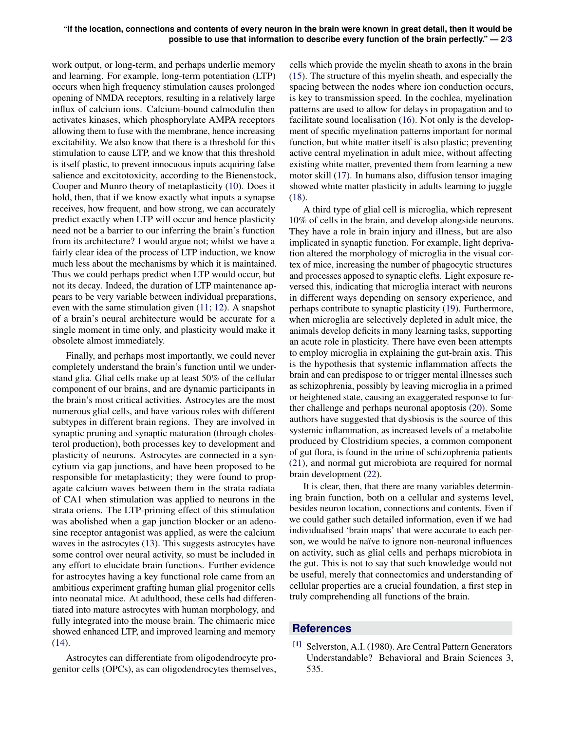work output, or long-term, and perhaps underlie memory and learning. For example, long-term potentiation (LTP) occurs when high frequency stimulation causes prolonged opening of NMDA receptors, resulting in a relatively large influx of calcium ions. Calcium-bound calmodulin then activates kinases, which phosphorylate AMPA receptors allowing them to fuse with the membrane, hence increasing excitability. We also know that there is a threshold for this stimulation to cause LTP, and we know that this threshold is itself plastic, to prevent innocuous inputs acquiring false salience and excitotoxicity, according to the Bienenstock, Cooper and Munro theory of metaplasticity (10). Does it hold, then, that if we know exactly what inputs a synapse receives, how frequent, and how strong, we can accurately predict exactly when LTP will occur and hence plasticity need not be a barrier to our inferring the brain's function from its architecture? I would argue not; whilst we have a fairly clear idea of the process of LTP induction, we know much less about the mechanisms by which it is maintained. Thus we could perhaps predict when LTP would occur, but not its decay. Indeed, the duration of LTP maintenance appears to be very variable between individual preparations, even with the same stimulation given (11; 12). A snapshot of a brain's neural architecture would be accurate for a single moment in time only, and plasticity would make it obsolete almost immediately.

Finally, and perhaps most importantly, we could never completely understand the brain's function until we understand glia. Glial cells make up at least 50% of the cellular component of our brains, and are dynamic participants in the brain's most critical activities. Astrocytes are the most numerous glial cells, and have various roles with different subtypes in different brain regions. They are involved in synaptic pruning and synaptic maturation (through cholesterol production), both processes key to development and plasticity of neurons. Astrocytes are connected in a syncytium via gap junctions, and have been proposed to be responsible for metaplasticity; they were found to propagate calcium waves between them in the strata radiata of CA1 when stimulation was applied to neurons in the strata oriens. The LTP-priming effect of this stimulation was abolished when a gap junction blocker or an adenosine receptor antagonist was applied, as were the calcium waves in the astrocytes (13). This suggests astrocytes have some control over neural activity, so must be included in any effort to elucidate brain functions. Further evidence for astrocytes having a key functional role came from an ambitious experiment grafting human glial progenitor cells into neonatal mice. At adulthood, these cells had differentiated into mature astrocytes with human morphology, and fully integrated into the mouse brain. The chimaeric mice showed enhanced LTP, and improved learning and memory (14).

Astrocytes can differentiate from oligodendrocyte progenitor cells (OPCs), as can oligodendrocytes themselves, cells which provide the myelin sheath to axons in the brain (15). The structure of this myelin sheath, and especially the spacing between the nodes where ion conduction occurs, is key to transmission speed. In the cochlea, myelination patterns are used to allow for delays in propagation and to facilitate sound localisation (16). Not only is the development of specific myelination patterns important for normal function, but white matter itself is also plastic; preventing active central myelination in adult mice, without affecting existing white matter, prevented them from learning a new motor skill (17). In humans also, diffusion tensor imaging showed white matter plasticity in adults learning to juggle (18).

A third type of glial cell is microglia, which represent 10% of cells in the brain, and develop alongside neurons. They have a role in brain injury and illness, but are also implicated in synaptic function. For example, light deprivation altered the morphology of microglia in the visual cortex of mice, increasing the number of phagocytic structures and processes apposed to synaptic clefts. Light exposure reversed this, indicating that microglia interact with neurons in different ways depending on sensory experience, and perhaps contribute to synaptic plasticity (19). Furthermore, when microglia are selectively depleted in adult mice, the animals develop deficits in many learning tasks, supporting an acute role in plasticity. There have even been attempts to employ microglia in explaining the gut-brain axis. This is the hypothesis that systemic inflammation affects the brain and can predispose to or trigger mental illnesses such as schizophrenia, possibly by leaving microglia in a primed or heightened state, causing an exaggerated response to further challenge and perhaps neuronal apoptosis (20). Some authors have suggested that dysbiosis is the source of this systemic inflammation, as increased levels of a metabolite produced by Clostridium species, a common component of gut flora, is found in the urine of schizophrenia patients (21), and normal gut microbiota are required for normal brain development (22).

It is clear, then, that there are many variables determining brain function, both on a cellular and systems level, besides neuron location, connections and contents. Even if we could gather such detailed information, even if we had individualised 'brain maps' that were accurate to each person, we would be naïve to ignore non-neuronal influences on activity, such as glial cells and perhaps microbiota in the gut. This is not to say that such knowledge would not be useful, merely that connectomics and understanding of cellular properties are a crucial foundation, a first step in truly comprehending all functions of the brain.

## References

[1] Selverston, A.I. (1980). Are Central Pattern Generators Understandable? Behavioral and Brain Sciences 3, 535.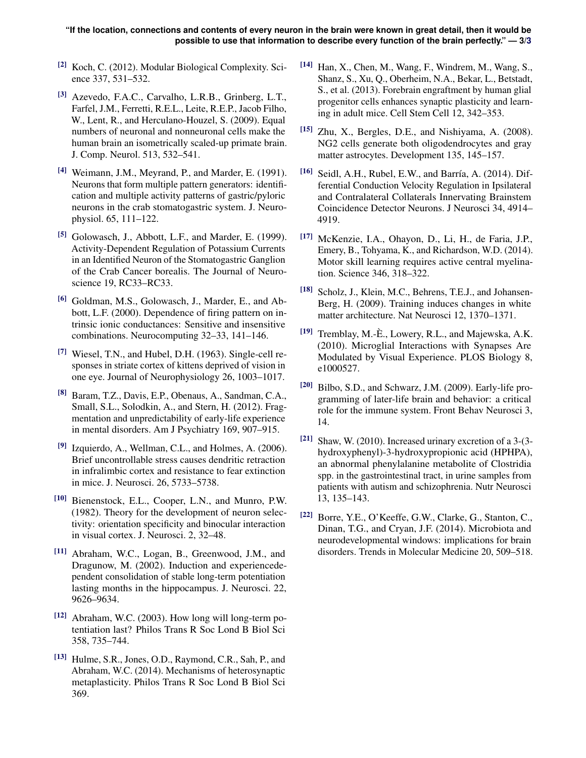[2] Koch, C. (2012). Modular Biological Complexity. Science 337, 531–532.

[3] Azevedo, F.A.C., Carvalho, L.R.B., Grinberg, L.T., Farfel, J.M., Ferretti, R.E.L., Leite, R.E.P., Jacob Filho, W., Lent, R., and Herculano-Houzel, S. (2009). Equal numbers of neuronal and nonneuronal cells make the human brain an isometrically scaled-up primate brain. J. Comp. Neurol. 513, 532–541.

[4] Weimann, J.M., Meyrand, P., and Marder, E. (1991). Neurons that form multiple pattern generators: identification and multiple activity patterns of gastric/pyloric neurons in the crab stomatogastric system. J. Neurophysiol. 65, 111–122.

[5] Golowasch, J., Abbott, L.F., and Marder, E. (1999). Activity-Dependent Regulation of Potassium Currents in an Identified Neuron of the Stomatogastric Ganglion of the Crab Cancer borealis. The Journal of Neuroscience 19, RC33–RC33.

[6] Goldman, M.S., Golowasch, J., Marder, E., and Abbott, L.F. (2000). Dependence of firing pattern on intrinsic ionic conductances: Sensitive and insensitive combinations. Neurocomputing 32–33, 141–146.

[7] Wiesel, T.N., and Hubel, D.H. (1963). Single-cell responses in striate cortex of kittens deprived of vision in one eye. Journal of Neurophysiology 26, 1003–1017.

[8] Baram, T.Z., Davis, E.P., Obenaus, A., Sandman, C.A., Small, S.L., Solodkin, A., and Stern, H. (2012). Fragmentation and unpredictability of early-life experience in mental disorders. Am J Psychiatry 169, 907–915.

[9] Izquierdo, A., Wellman, C.L., and Holmes, A. (2006). Brief uncontrollable stress causes dendritic retraction in infralimbic cortex and resistance to fear extinction in mice. J. Neurosci. 26, 5733–5738.

[10] Bienenstock, E.L., Cooper, L.N., and Munro, P.W. (1982). Theory for the development of neuron selectivity: orientation specificity and binocular interaction in visual cortex. J. Neurosci. 2, 32–48.

[11] Abraham, W.C., Logan, B., Greenwood, J.M., and Dragunow, M. (2002). Induction and experiencedependent consolidation of stable long-term potentiation lasting months in the hippocampus. J. Neurosci. 22, 9626–9634.

[12] Abraham, W.C. (2003). How long will long-term potentiation last? Philos Trans R Soc Lond B Biol Sci 358, 735–744.

[13] Hulme, S.R., Jones, O.D., Raymond, C.R., Sah, P., and Abraham, W.C. (2014). Mechanisms of heterosynaptic metaplasticity. Philos Trans R Soc Lond B Biol Sci 369.

[14] Han, X., Chen, M., Wang, F., Windrem, M., Wang, S., Shanz, S., Xu, Q., Oberheim, N.A., Bekar, L., Betstadt, S., et al. (2013). Forebrain engraftment by human glial progenitor cells enhances synaptic plasticity and learning in adult mice. Cell Stem Cell 12, 342–353.

[15] Zhu, X., Bergles, D.E., and Nishiyama, A. (2008). NG2 cells generate both oligodendrocytes and gray matter astrocytes. Development 135, 145–157.

[16] Seidl, A.H., Rubel, E.W., and Barría, A. (2014). Differential Conduction Velocity Regulation in Ipsilateral and Contralateral Collaterals Innervating Brainstem Coincidence Detector Neurons. J Neurosci 34, 4914–4919.

[17] McKenzie, I.A., Ohayon, D., Li, H., de Faria, J.P., Emery, B., Tohyama, K., and Richardson, W.D. (2014). Motor skill learning requires active central myelination. Science 346, 318–322.

[18] Scholz, J., Klein, M.C., Behrens, T.E.J., and Johansen-Berg, H. (2009). Training induces changes in white matter architecture. Nat Neurosci 12, 1370–1371.

[19] Tremblay, M.-È., Lowery, R.L., and Majewska, A.K. (2010). Microglial Interactions with Synapses Are Modulated by Visual Experience. PLOS Biology 8, e1000527.

[20] Bilbo, S.D., and Schwarz, J.M. (2009). Early-life programming of later-life brain and behavior: a critical role for the immune system. Front Behav Neurosci 3, 14.

[21] Shaw, W. (2010). Increased urinary excretion of a 3-(3-hydroxyphenyl)-3-hydroxypropionic acid (HPHPA), an abnormal phenylalanine metabolite of Clostridia spp. in the gastrointestinal tract, in urine samples from patients with autism and schizophrenia. Nutr Neurosci 13, 135–143.

[22] Borre, Y.E., O'Keeffe, G.W., Clarke, G., Stanton, C., Dinan, T.G., and Cryan, J.F. (2014). Microbiota and neurodevelopmental windows: implications for brain disorders. Trends in Molecular Medicine 20, 509–518.